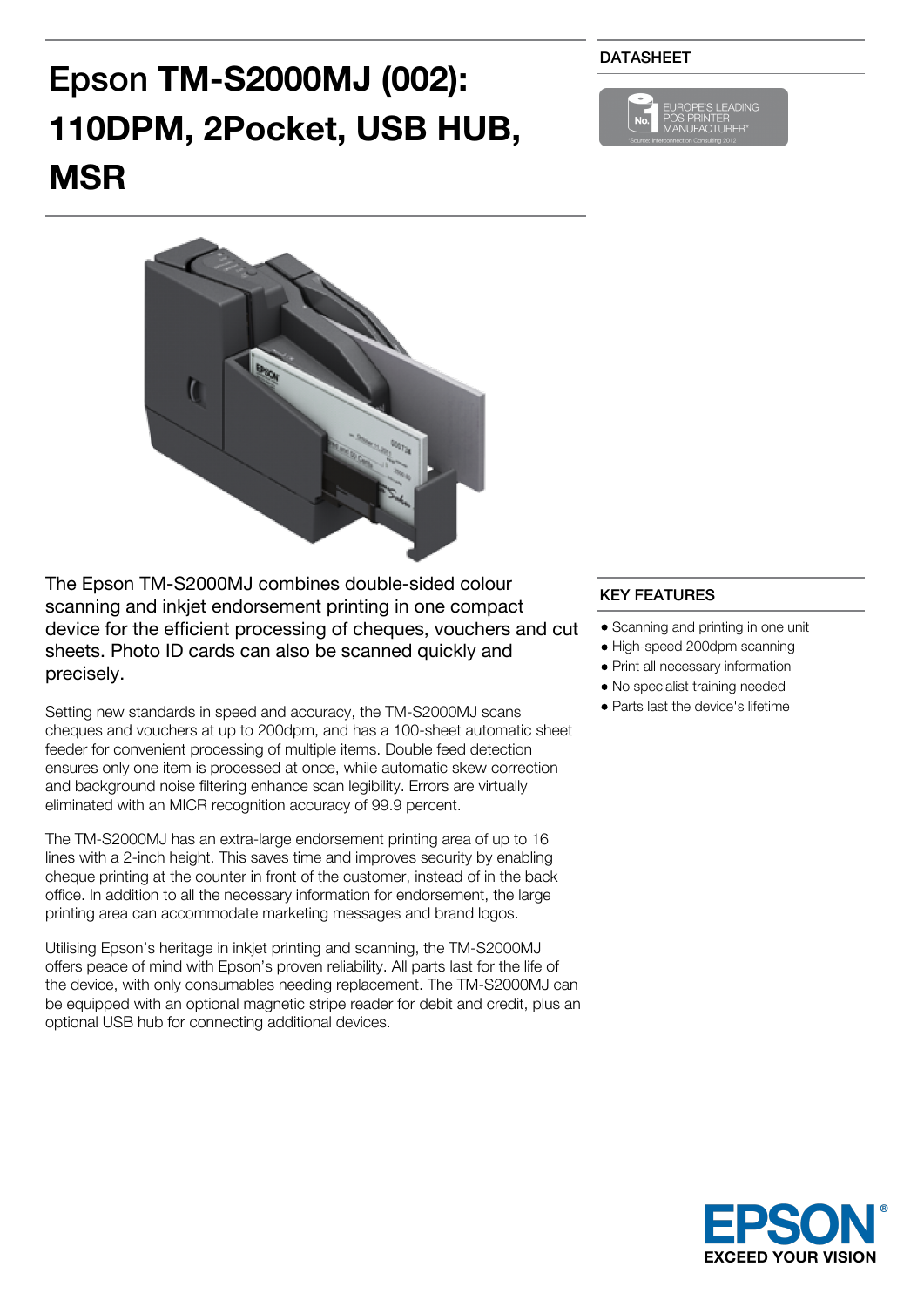# Epson **TM-S2000MJ (002): 110DPM, 2Pocket, USB HUB, MSR**

DATASHEET

EUROPE'S LEADING POS PRINTER MANUFACTURER*

*Source: Interconnection Consulting 2012

The Epson TM-S2000MJ combines double-sided colour scanning and inkjet endorsement printing in one compact device for the efficient processing of cheques, vouchers and cut sheets. Photo ID cards can also be scanned quickly and precisely.

Setting new standards in speed and accuracy, the TM-S2000MJ scans cheques and vouchers at up to 200dpm, and has a 100-sheet automatic sheet feeder for convenient processing of multiple items. Double feed detection ensures only one item is processed at once, while automatic skew correction and background noise filtering enhance scan legibility. Errors are virtually eliminated with an MICR recognition accuracy of 99.9 percent.

The TM-S2000MJ has an extra-large endorsement printing area of up to 16 lines with a 2-inch height. This saves time and improves security by enabling cheque printing at the counter in front of the customer, instead of in the back office. In addition to all the necessary information for endorsement, the large printing area can accommodate marketing messages and brand logos.

Utilising Epson's heritage in inkjet printing and scanning, the TM-S2000MJ offers peace of mind with Epson's proven reliability. All parts last for the life of the device, with only consumables needing replacement. The TM-S2000MJ can be equipped with an optional magnetic stripe reader for debit and credit, plus an optional USB hub for connecting additional devices.

## KEY FEATURES

- Scanning and printing in one unit
- High-speed 200dpm scanning
- Print all necessary information
- No specialist training needed
- Parts last the device's lifetime

EPSON
EXCEED YOUR VISION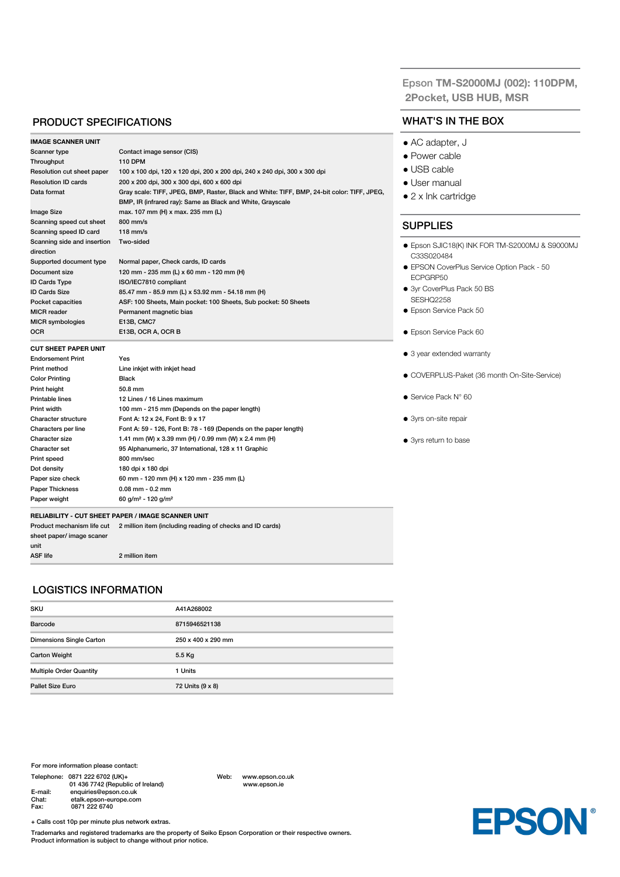Epson **TM-S2000MJ (002): 110DPM, 2Pocket, USB HUB, MSR**

## PRODUCT SPECIFICATIONS

| | |
|---|---|
| **IMAGE SCANNER UNIT** | |
| Scanner type | Contact image sensor (CIS) |
| Throughput | 110 DPM |
| Resolution cut sheet paper | 100 x 100 dpi, 120 x 120 dpi, 200 x 200 dpi, 240 x 240 dpi, 300 x 300 dpi |
| Resolution ID cards | 200 x 200 dpi, 300 x 300 dpi, 600 x 600 dpi |
| Data format | Gray scale: TIFF, JPEG, BMP, Raster, Black and White: TIFF, BMP, 24-bit color: TIFF, JPEG, BMP, IR (infrared ray): Same as Black and White, Grayscale |
| Image Size | max. 107 mm (H) x max. 235 mm (L) |
| Scanning speed cut sheet | 800 mm/s |
| Scanning speed ID card | 118 mm/s |
| Scanning side and insertion direction | Two-sided |
| Supported document type | Normal paper, Check cards, ID cards |
| Document size | 120 mm - 235 mm (L) x 60 mm - 120 mm (H) |
| ID Cards Type | ISO/IEC7810 compliant |
| ID Cards Size | 85.47 mm - 85.9 mm (L) x 53.92 mm - 54.18 mm (H) |
| Pocket capacities | ASF: 100 Sheets, Main pocket: 100 Sheets, Sub pocket: 50 Sheets |
| MICR reader | Permanent magnetic bias |
| MICR symbologies | E13B, CMC7 |
| OCR | E13B, OCR A, OCR B |
| **CUT SHEET PAPER UNIT** | |
| Endorsement Print | Yes |
| Print method | Line inkjet with inkjet head |
| Color Printing | Black |
| Print height | 50.8 mm |
| Printable lines | 12 Lines / 16 Lines maximum |
| Print width | 100 mm - 215 mm (Depends on the paper length) |
| Character structure | Font A: 12 x 24, Font B: 9 x 17 |
| Characters per line | Font A: 59 - 126, Font B: 78 - 169 (Depends on the paper length) |
| Character size | 1.41 mm (W) x 3.39 mm (H) / 0.99 mm (W) x 2.4 mm (H) |
| Character set | 95 Alphanumeric, 37 International, 128 x 11 Graphic |
| Print speed | 800 mm/sec |
| Dot density | 180 dpi x 180 dpi |
| Paper size check | 60 mm - 120 mm (H) x 120 mm - 235 mm (L) |
| Paper Thickness | 0.08 mm - 0.2 mm |
| Paper weight | 60 g/m² - 120 g/m² |
| **RELIABILITY - CUT SHEET PAPER / IMAGE SCANNER UNIT** | |
| Product mechanism life cut sheet paper/ image scanner unit | 2 million item (including reading of checks and ID cards) |
| ASF life | 2 million item |

## LOGISTICS INFORMATION

| | |
|---|---|
| SKU | A41A268002 |
| Barcode | 8715946521138 |
| Dimensions Single Carton | 250 x 400 x 290 mm |
| Carton Weight | 5.5 Kg |
| Multiple Order Quantity | 1 Units |
| Pallet Size Euro | 72 Units (9 x 8) |

## WHAT'S IN THE BOX

- AC adapter, J
- Power cable
- USB cable
- User manual
- 2 x Ink cartridge

## SUPPLIES

- Epson SJIC18(K) INK FOR TM-S2000MJ & S9000MJ C33S020484
- EPSON CoverPlus Service Option Pack - 50 ECPGRP50
- 3yr CoverPlus Pack 50 BS SESHQ2258
- Epson Service Pack 50
- Epson Service Pack 60
- 3 year extended warranty
- COVERPLUS-Paket (36 month On-Site-Service)
- Service Pack N° 60
- 3yrs on-site repair
- 3yrs return to base

For more information please contact:

Telephone: 0871 222 6702 (UK)+
01 436 7742 (Republic of Ireland)
E-mail: enquiries@epson.co.uk
Chat: etalk.epson-europe.com
Fax: 0871 222 6740

Web: www.epson.co.uk
www.epson.ie

+ Calls cost 10p per minute plus network extras.

Trademarks and registered trademarks are the property of Seiko Epson Corporation or their respective owners.
Product information is subject to change without prior notice.

EPSON®